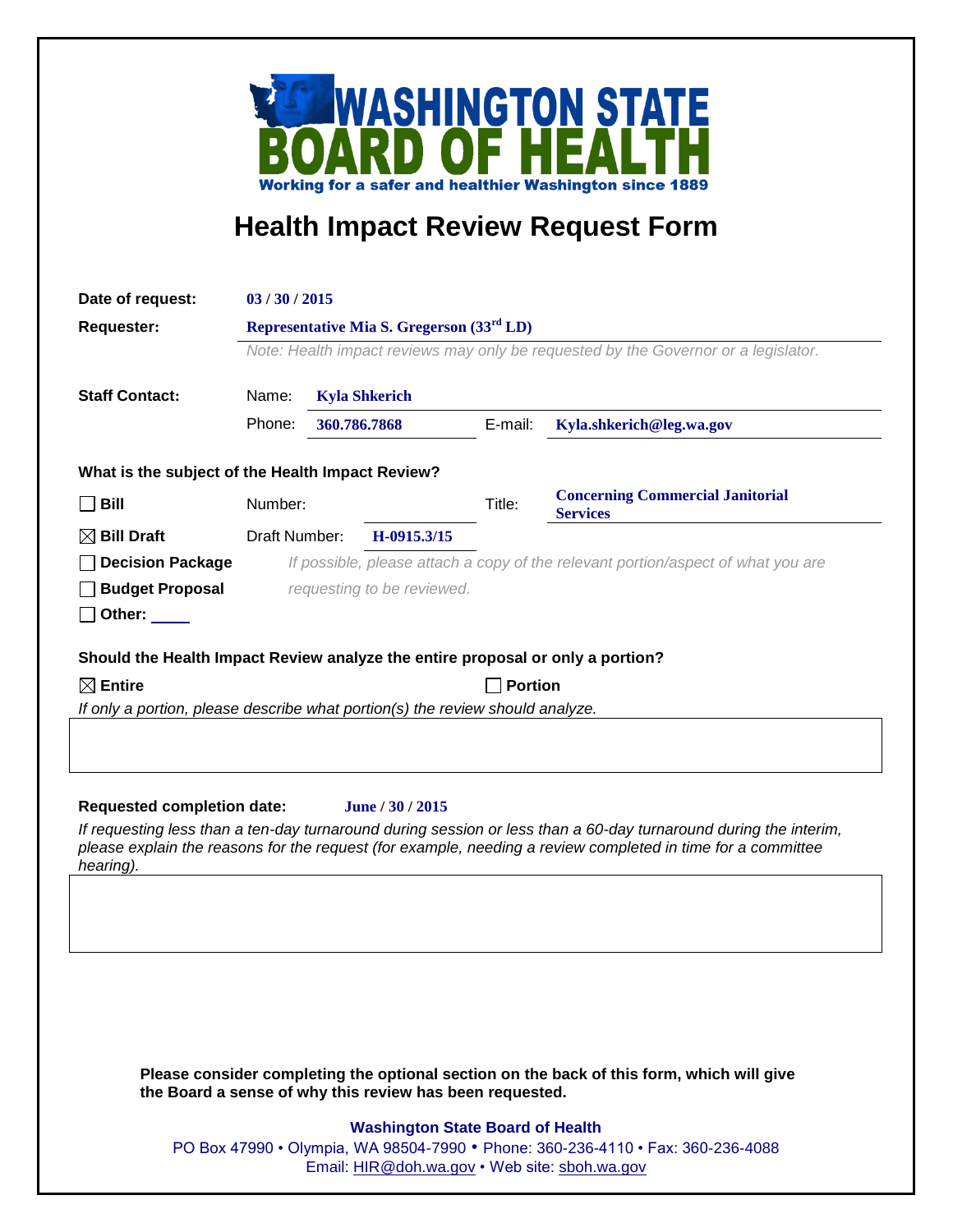# WASHINGTON STATE BOARD OF HEALTH

Working for a safer and healthier Washington since 1889

## Health Impact Review Request Form

**Date of request:** 03 / 30 / 2015

**Requester:** Representative Mia S. Gregerson (33rd LD)

*Note: Health impact reviews may only be requested by the Governor or a legislator.*

**Staff Contact:**

Name: Kyla Shkerich

Phone: 360.786.7868   E-mail: Kyla.shkerich@leg.wa.gov

**What is the subject of the Health Impact Review?**

- ☐ **Bill**   Number:   Title: **Concerning Commercial Janitorial Services**
- ☒ **Bill Draft**   Draft Number: H-0915.3/15
- ☐ **Decision Package**
- ☐ **Budget Proposal**
- ☐ **Other:** ____

*If possible, please attach a copy of the relevant portion/aspect of what you are requesting to be reviewed.*

**Should the Health Impact Review analyze the entire proposal or only a portion?**

☒ **Entire**   ☐ **Portion**

*If only a portion, please describe what portion(s) the review should analyze.*

**Requested completion date:** June / 30 / 2015

*If requesting less than a ten-day turnaround during session or less than a 60-day turnaround during the interim, please explain the reasons for the request (for example, needing a review completed in time for a committee hearing).*

**Please consider completing the optional section on the back of this form, which will give the Board a sense of why this review has been requested.**

**Washington State Board of Health**

PO Box 47990 • Olympia, WA 98504-7990 • Phone: 360-236-4110 • Fax: 360-236-4088

Email: HIR@doh.wa.gov • Web site: sboh.wa.gov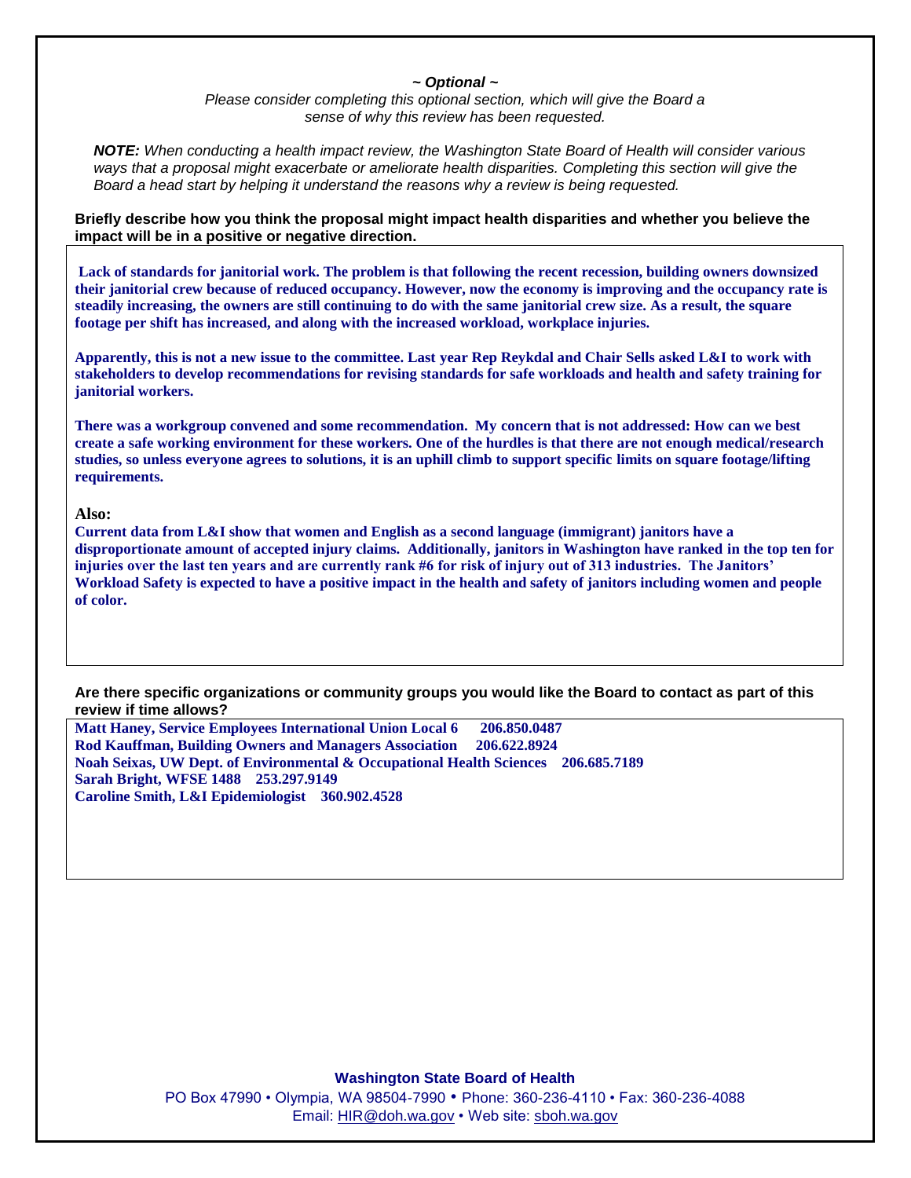*~ Optional ~*

*Please consider completing this optional section, which will give the Board a sense of why this review has been requested.*

***NOTE:*** *When conducting a health impact review, the Washington State Board of Health will consider various ways that a proposal might exacerbate or ameliorate health disparities. Completing this section will give the Board a head start by helping it understand the reasons why a review is being requested.*

**Briefly describe how you think the proposal might impact health disparities and whether you believe the impact will be in a positive or negative direction.**

**Lack of standards for janitorial work. The problem is that following the recent recession, building owners downsized their janitorial crew because of reduced occupancy. However, now the economy is improving and the occupancy rate is steadily increasing, the owners are still continuing to do with the same janitorial crew size. As a result, the square footage per shift has increased, and along with the increased workload, workplace injuries.**

**Apparently, this is not a new issue to the committee. Last year Rep Reykdal and Chair Sells asked L&I to work with stakeholders to develop recommendations for revising standards for safe workloads and health and safety training for janitorial workers.**

**There was a workgroup convened and some recommendation. My concern that is not addressed: How can we best create a safe working environment for these workers. One of the hurdles is that there are not enough medical/research studies, so unless everyone agrees to solutions, it is an uphill climb to support specific limits on square footage/lifting requirements.**

**Also:**

**Current data from L&I show that women and English as a second language (immigrant) janitors have a disproportionate amount of accepted injury claims. Additionally, janitors in Washington have ranked in the top ten for injuries over the last ten years and are currently rank #6 for risk of injury out of 313 industries. The Janitors' Workload Safety is expected to have a positive impact in the health and safety of janitors including women and people of color.**

**Are there specific organizations or community groups you would like the Board to contact as part of this review if time allows?**

**Matt Haney, Service Employees International Union Local 6 206.850.0487**
**Rod Kauffman, Building Owners and Managers Association 206.622.8924**
**Noah Seixas, UW Dept. of Environmental & Occupational Health Sciences 206.685.7189**
**Sarah Bright, WFSE 1488 253.297.9149**
**Caroline Smith, L&I Epidemiologist 360.902.4528**

**Washington State Board of Health**

PO Box 47990 • Olympia, WA 98504-7990 • Phone: 360-236-4110 • Fax: 360-236-4088
Email: HIR@doh.wa.gov • Web site: sboh.wa.gov